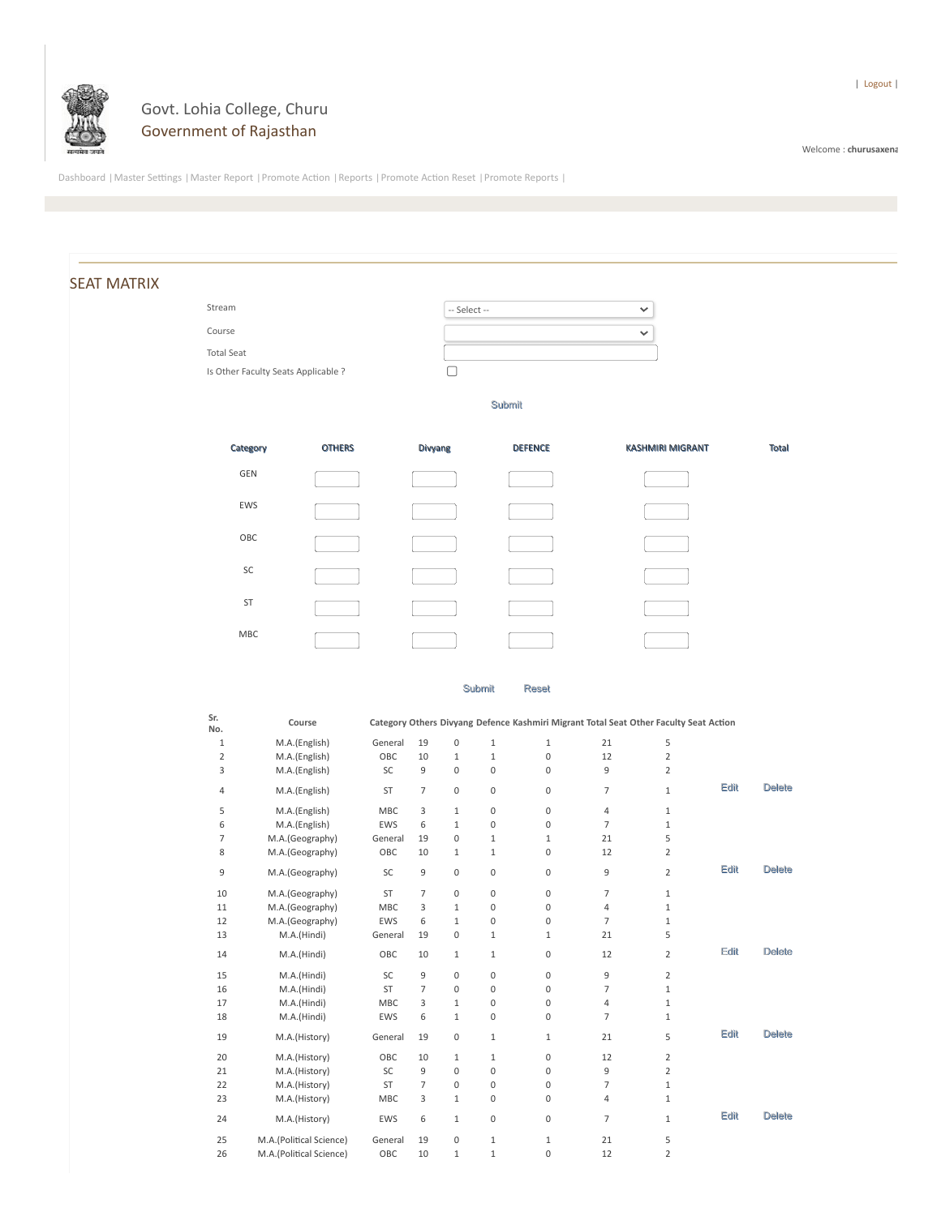| Logout |

Govt. Lohia College, Churu
Government of Rajasthan

Welcome : **churusaxena**

Dashboard | Master Settings | Master Report | Promote Action | Reports | Promote Action Reset | Promote Reports |

## SEAT MATRIX

Stream: -- Select --

Course:

Total Seat:

Is Other Faculty Seats Applicable ?

Submit

| Category | OTHERS | Divyang | DEFENCE | KASHMIRI MIGRANT | Total |
|---|---|---|---|---|---|
| GEN | | | | | |
| EWS | | | | | |
| OBC | | | | | |
| SC | | | | | |
| ST | | | | | |
| MBC | | | | | |

Submit Reset

| Sr. No. | Course | Category | Others | Divyang | Defence | Kashmiri Migrant | Total Seat | Other Faculty Seat | Action | |
|---|---|---|---|---|---|---|---|---|---|---|
| 1 | M.A.(English) | General | 19 | 0 | 1 | 1 | 21 | 5 | | |
| 2 | M.A.(English) | OBC | 10 | 1 | 1 | 0 | 12 | 2 | | |
| 3 | M.A.(English) | SC | 9 | 0 | 0 | 0 | 9 | 2 | | |
| 4 | M.A.(English) | ST | 7 | 0 | 0 | 0 | 7 | 1 | Edit | Delete |
| 5 | M.A.(English) | MBC | 3 | 1 | 0 | 0 | 4 | 1 | | |
| 6 | M.A.(English) | EWS | 6 | 1 | 0 | 0 | 7 | 1 | | |
| 7 | M.A.(Geography) | General | 19 | 0 | 1 | 1 | 21 | 5 | | |
| 8 | M.A.(Geography) | OBC | 10 | 1 | 1 | 0 | 12 | 2 | | |
| 9 | M.A.(Geography) | SC | 9 | 0 | 0 | 0 | 9 | 2 | Edit | Delete |
| 10 | M.A.(Geography) | ST | 7 | 0 | 0 | 0 | 7 | 1 | | |
| 11 | M.A.(Geography) | MBC | 3 | 1 | 0 | 0 | 4 | 1 | | |
| 12 | M.A.(Geography) | EWS | 6 | 1 | 0 | 0 | 7 | 1 | | |
| 13 | M.A.(Hindi) | General | 19 | 0 | 1 | 1 | 21 | 5 | | |
| 14 | M.A.(Hindi) | OBC | 10 | 1 | 1 | 0 | 12 | 2 | Edit | Delete |
| 15 | M.A.(Hindi) | SC | 9 | 0 | 0 | 0 | 9 | 2 | | |
| 16 | M.A.(Hindi) | ST | 7 | 0 | 0 | 0 | 7 | 1 | | |
| 17 | M.A.(Hindi) | MBC | 3 | 1 | 0 | 0 | 4 | 1 | | |
| 18 | M.A.(Hindi) | EWS | 6 | 1 | 0 | 0 | 7 | 1 | | |
| 19 | M.A.(History) | General | 19 | 0 | 1 | 1 | 21 | 5 | Edit | Delete |
| 20 | M.A.(History) | OBC | 10 | 1 | 1 | 0 | 12 | 2 | | |
| 21 | M.A.(History) | SC | 9 | 0 | 0 | 0 | 9 | 2 | | |
| 22 | M.A.(History) | ST | 7 | 0 | 0 | 0 | 7 | 1 | | |
| 23 | M.A.(History) | MBC | 3 | 1 | 0 | 0 | 4 | 1 | | |
| 24 | M.A.(History) | EWS | 6 | 1 | 0 | 0 | 7 | 1 | Edit | Delete |
| 25 | M.A.(Political Science) | General | 19 | 0 | 1 | 1 | 21 | 5 | | |
| 26 | M.A.(Political Science) | OBC | 10 | 1 | 1 | 0 | 12 | 2 | | |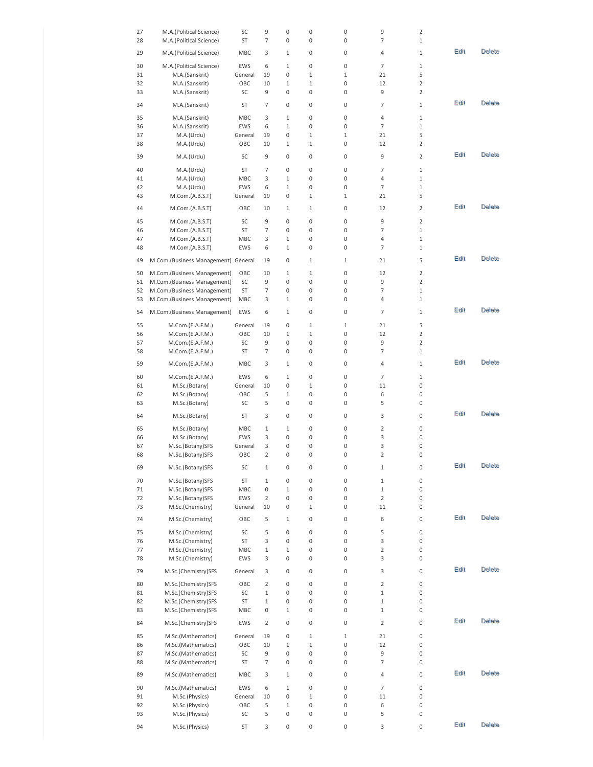| | | | | | | | | | | |
|---|---|---|---|---|---|---|---|---|---|---|
| 27 | M.A.(Political Science) | SC | 9 | 0 | 0 | 0 | 9 | 2 | | |
| 28 | M.A.(Political Science) | ST | 7 | 0 | 0 | 0 | 7 | 1 | | |
| 29 | M.A.(Political Science) | MBC | 3 | 1 | 0 | 0 | 4 | 1 | Edit | Delete |
| 30 | M.A.(Political Science) | EWS | 6 | 1 | 0 | 0 | 7 | 1 | | |
| 31 | M.A.(Sanskrit) | General | 19 | 0 | 1 | 1 | 21 | 5 | | |
| 32 | M.A.(Sanskrit) | OBC | 10 | 1 | 1 | 0 | 12 | 2 | | |
| 33 | M.A.(Sanskrit) | SC | 9 | 0 | 0 | 0 | 9 | 2 | | |
| 34 | M.A.(Sanskrit) | ST | 7 | 0 | 0 | 0 | 7 | 1 | Edit | Delete |
| 35 | M.A.(Sanskrit) | MBC | 3 | 1 | 0 | 0 | 4 | 1 | | |
| 36 | M.A.(Sanskrit) | EWS | 6 | 1 | 0 | 0 | 7 | 1 | | |
| 37 | M.A.(Urdu) | General | 19 | 0 | 1 | 1 | 21 | 5 | | |
| 38 | M.A.(Urdu) | OBC | 10 | 1 | 1 | 0 | 12 | 2 | | |
| 39 | M.A.(Urdu) | SC | 9 | 0 | 0 | 0 | 9 | 2 | Edit | Delete |
| 40 | M.A.(Urdu) | ST | 7 | 0 | 0 | 0 | 7 | 1 | | |
| 41 | M.A.(Urdu) | MBC | 3 | 1 | 0 | 0 | 4 | 1 | | |
| 42 | M.A.(Urdu) | EWS | 6 | 1 | 0 | 0 | 7 | 1 | | |
| 43 | M.Com.(A.B.S.T) | General | 19 | 0 | 1 | 1 | 21 | 5 | | |
| 44 | M.Com.(A.B.S.T) | OBC | 10 | 1 | 1 | 0 | 12 | 2 | Edit | Delete |
| 45 | M.Com.(A.B.S.T) | SC | 9 | 0 | 0 | 0 | 9 | 2 | | |
| 46 | M.Com.(A.B.S.T) | ST | 7 | 0 | 0 | 0 | 7 | 1 | | |
| 47 | M.Com.(A.B.S.T) | MBC | 3 | 1 | 0 | 0 | 4 | 1 | | |
| 48 | M.Com.(A.B.S.T) | EWS | 6 | 1 | 0 | 0 | 7 | 1 | | |
| 49 | M.Com.(Business Management) | General | 19 | 0 | 1 | 1 | 21 | 5 | Edit | Delete |
| 50 | M.Com.(Business Management) | OBC | 10 | 1 | 1 | 0 | 12 | 2 | | |
| 51 | M.Com.(Business Management) | SC | 9 | 0 | 0 | 0 | 9 | 2 | | |
| 52 | M.Com.(Business Management) | ST | 7 | 0 | 0 | 0 | 7 | 1 | | |
| 53 | M.Com.(Business Management) | MBC | 3 | 1 | 0 | 0 | 4 | 1 | | |
| 54 | M.Com.(Business Management) | EWS | 6 | 1 | 0 | 0 | 7 | 1 | Edit | Delete |
| 55 | M.Com.(E.A.F.M.) | General | 19 | 0 | 1 | 1 | 21 | 5 | | |
| 56 | M.Com.(E.A.F.M.) | OBC | 10 | 1 | 1 | 0 | 12 | 2 | | |
| 57 | M.Com.(E.A.F.M.) | SC | 9 | 0 | 0 | 0 | 9 | 2 | | |
| 58 | M.Com.(E.A.F.M.) | ST | 7 | 0 | 0 | 0 | 7 | 1 | | |
| 59 | M.Com.(E.A.F.M.) | MBC | 3 | 1 | 0 | 0 | 4 | 1 | Edit | Delete |
| 60 | M.Com.(E.A.F.M.) | EWS | 6 | 1 | 0 | 0 | 7 | 1 | | |
| 61 | M.Sc.(Botany) | General | 10 | 0 | 1 | 0 | 11 | 0 | | |
| 62 | M.Sc.(Botany) | OBC | 5 | 1 | 0 | 0 | 6 | 0 | | |
| 63 | M.Sc.(Botany) | SC | 5 | 0 | 0 | 0 | 5 | 0 | | |
| 64 | M.Sc.(Botany) | ST | 3 | 0 | 0 | 0 | 3 | 0 | Edit | Delete |
| 65 | M.Sc.(Botany) | MBC | 1 | 1 | 0 | 0 | 2 | 0 | | |
| 66 | M.Sc.(Botany) | EWS | 3 | 0 | 0 | 0 | 3 | 0 | | |
| 67 | M.Sc.(Botany)SFS | General | 3 | 0 | 0 | 0 | 3 | 0 | | |
| 68 | M.Sc.(Botany)SFS | OBC | 2 | 0 | 0 | 0 | 2 | 0 | | |
| 69 | M.Sc.(Botany)SFS | SC | 1 | 0 | 0 | 0 | 1 | 0 | Edit | Delete |
| 70 | M.Sc.(Botany)SFS | ST | 1 | 0 | 0 | 0 | 1 | 0 | | |
| 71 | M.Sc.(Botany)SFS | MBC | 0 | 1 | 0 | 0 | 1 | 0 | | |
| 72 | M.Sc.(Botany)SFS | EWS | 2 | 0 | 0 | 0 | 2 | 0 | | |
| 73 | M.Sc.(Chemistry) | General | 10 | 0 | 1 | 0 | 11 | 0 | | |
| 74 | M.Sc.(Chemistry) | OBC | 5 | 1 | 0 | 0 | 6 | 0 | Edit | Delete |
| 75 | M.Sc.(Chemistry) | SC | 5 | 0 | 0 | 0 | 5 | 0 | | |
| 76 | M.Sc.(Chemistry) | ST | 3 | 0 | 0 | 0 | 3 | 0 | | |
| 77 | M.Sc.(Chemistry) | MBC | 1 | 1 | 0 | 0 | 2 | 0 | | |
| 78 | M.Sc.(Chemistry) | EWS | 3 | 0 | 0 | 0 | 3 | 0 | | |
| 79 | M.Sc.(Chemistry)SFS | General | 3 | 0 | 0 | 0 | 3 | 0 | Edit | Delete |
| 80 | M.Sc.(Chemistry)SFS | OBC | 2 | 0 | 0 | 0 | 2 | 0 | | |
| 81 | M.Sc.(Chemistry)SFS | SC | 1 | 0 | 0 | 0 | 1 | 0 | | |
| 82 | M.Sc.(Chemistry)SFS | ST | 1 | 0 | 0 | 0 | 1 | 0 | | |
| 83 | M.Sc.(Chemistry)SFS | MBC | 0 | 1 | 0 | 0 | 1 | 0 | | |
| 84 | M.Sc.(Chemistry)SFS | EWS | 2 | 0 | 0 | 0 | 2 | 0 | Edit | Delete |
| 85 | M.Sc.(Mathematics) | General | 19 | 0 | 1 | 1 | 21 | 0 | | |
| 86 | M.Sc.(Mathematics) | OBC | 10 | 1 | 1 | 0 | 12 | 0 | | |
| 87 | M.Sc.(Mathematics) | SC | 9 | 0 | 0 | 0 | 9 | 0 | | |
| 88 | M.Sc.(Mathematics) | ST | 7 | 0 | 0 | 0 | 7 | 0 | | |
| 89 | M.Sc.(Mathematics) | MBC | 3 | 1 | 0 | 0 | 4 | 0 | Edit | Delete |
| 90 | M.Sc.(Mathematics) | EWS | 6 | 1 | 0 | 0 | 7 | 0 | | |
| 91 | M.Sc.(Physics) | General | 10 | 0 | 1 | 0 | 11 | 0 | | |
| 92 | M.Sc.(Physics) | OBC | 5 | 1 | 0 | 0 | 6 | 0 | | |
| 93 | M.Sc.(Physics) | SC | 5 | 0 | 0 | 0 | 5 | 0 | | |
| 94 | M.Sc.(Physics) | ST | 3 | 0 | 0 | 0 | 3 | 0 | Edit | Delete |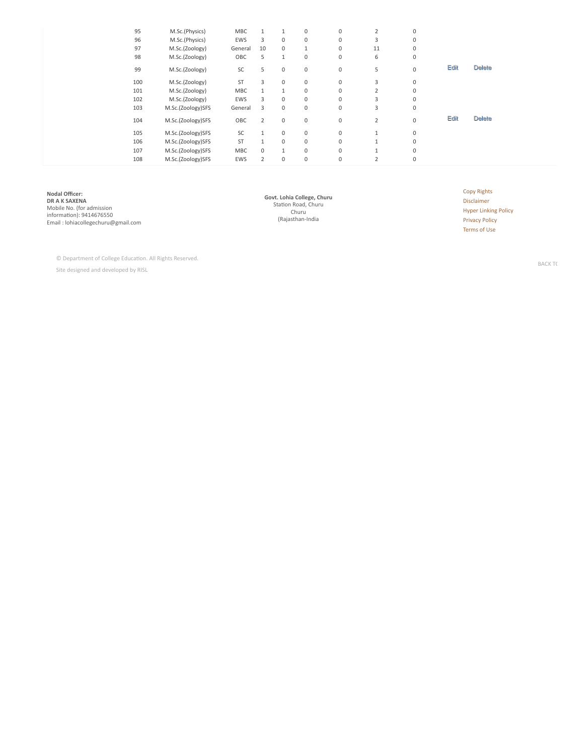| | | | | | | | | | | |
|---|---|---|---|---|---|---|---|---|---|---|
| 95 | M.Sc.(Physics) | MBC | 1 | 1 | 0 | 0 | 2 | 0 | | |
| 96 | M.Sc.(Physics) | EWS | 3 | 0 | 0 | 0 | 3 | 0 | | |
| 97 | M.Sc.(Zoology) | General | 10 | 0 | 1 | 0 | 11 | 0 | | |
| 98 | M.Sc.(Zoology) | OBC | 5 | 1 | 0 | 0 | 6 | 0 | | |
| 99 | M.Sc.(Zoology) | SC | 5 | 0 | 0 | 0 | 5 | 0 | Edit | Delete |
| 100 | M.Sc.(Zoology) | ST | 3 | 0 | 0 | 0 | 3 | 0 | | |
| 101 | M.Sc.(Zoology) | MBC | 1 | 1 | 0 | 0 | 2 | 0 | | |
| 102 | M.Sc.(Zoology) | EWS | 3 | 0 | 0 | 0 | 3 | 0 | | |
| 103 | M.Sc.(Zoology)SFS | General | 3 | 0 | 0 | 0 | 3 | 0 | | |
| 104 | M.Sc.(Zoology)SFS | OBC | 2 | 0 | 0 | 0 | 2 | 0 | Edit | Delete |
| 105 | M.Sc.(Zoology)SFS | SC | 1 | 0 | 0 | 0 | 1 | 0 | | |
| 106 | M.Sc.(Zoology)SFS | ST | 1 | 0 | 0 | 0 | 1 | 0 | | |
| 107 | M.Sc.(Zoology)SFS | MBC | 0 | 1 | 0 | 0 | 1 | 0 | | |
| 108 | M.Sc.(Zoology)SFS | EWS | 2 | 0 | 0 | 0 | 2 | 0 | | |

**Nodal Officer:**
**DR A K SAXENA**
Mobile No. (for admission information): 9414676550
Email : lohiacollegechuru@gmail.com

**Govt. Lohia College, Churu**
Station Road, Churu
Churu
(Rajasthan-India

Copy Rights
Disclaimer
Hyper Linking Policy
Privacy Policy
Terms of Use

© Department of College Education. All Rights Reserved.

Site designed and developed by RISL

BACK TO